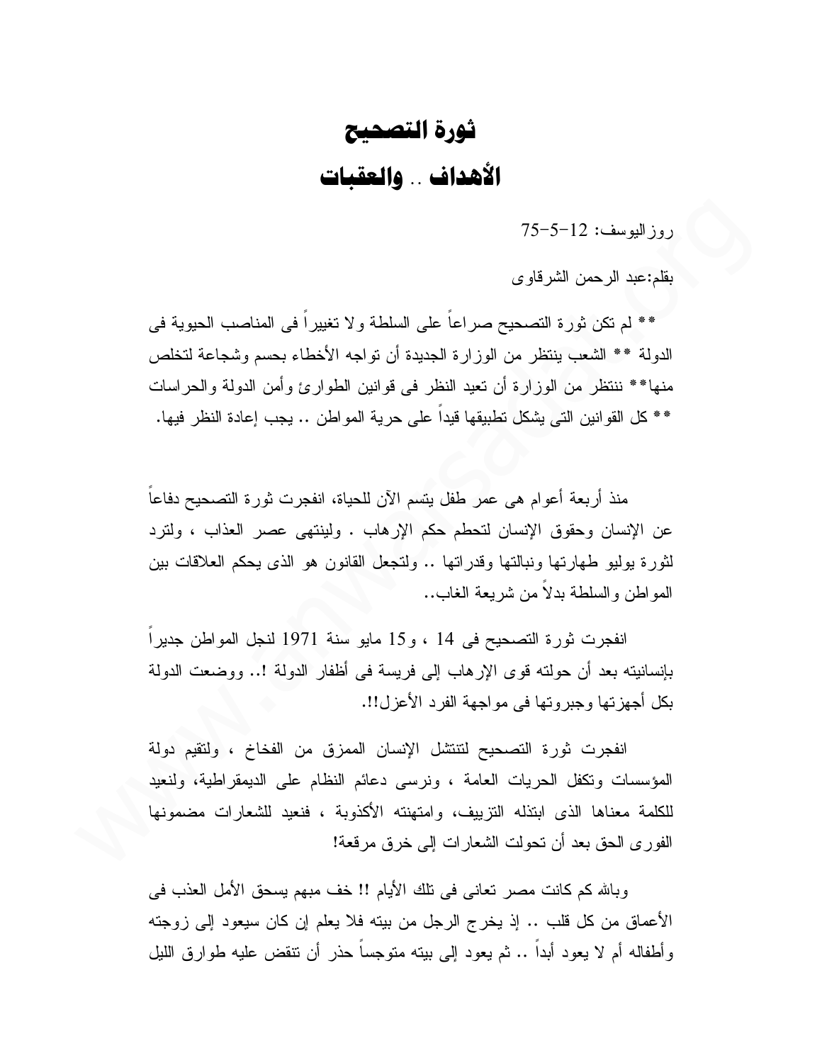# ثورة التصحيح

## الأهداف .. والعقبات

روزاليوسف: 12-5-75

بقلم:عبد الرحمن الشرقاوى

** لم تكن ثورة التصحيح صراعاً على السلطة ولا تغييراً فى المناصب الحيوية فى الدولة ** الشعب ينتظر من الوزارة الجديدة أن تواجه الأخطاء بحسم وشجاعة لتخلص منها** ننتظر من الوزارة أن تعيد النظر فى قوانين الطوارئ وأمن الدولة والحراسات ** كل القوانين التى يشكل تطبيقها قيداً على حرية المواطن .. يجب إعادة النظر فيها.

منذ أربعة أعوام هى عمر طفل يتسم الآن للحياة، انفجرت ثورة التصحيح دفاعاً عن الإنسان وحقوق الإنسان لتحطم حكم الإرهاب . ولينتهى عصر العذاب ، ولترد لثورة يوليو طهارتها ونبالتها وقدراتها .. ولتجعل القانون هو الذى يحكم العلاقات بين المواطن والسلطة بدلاً من شريعة الغاب..

انفجرت ثورة التصحيح فى 14 ، و15 مايو سنة 1971 لنجل المواطن جديراً بإنسانيته بعد أن حولته قوى الإرهاب إلى فريسة فى أظفار الدولة !.. ووضعت الدولة بكل أجهزتها وجبروتها فى مواجهة الفرد الأعزل!!.

انفجرت ثورة التصحيح لتنتشل الإنسان الممزق من الفخاخ ، ولتقيم دولة المؤسسات وتكفل الحريات العامة ، ونرسى دعائم النظام على الديمقراطية، ولنعيد للكلمة معناها الذى ابتذله التزييف، وامتهنته الأكذوبة ، فنعيد للشعارات مضمونها الفورى الحق بعد أن تحولت الشعارات إلى خرق مرقعة!

وبالله كم كانت مصر تعانى فى تلك الأيام !! خف مبهم يسحق الأمل العذب فى الأعماق من كل قلب .. إذ يخرج الرجل من بيته فلا يعلم إن كان سيعود إلى زوجته وأطفاله أم لا يعود أبداً .. ثم يعود إلى بيته متوجساً حذر أن تنقض عليه طوارق الليل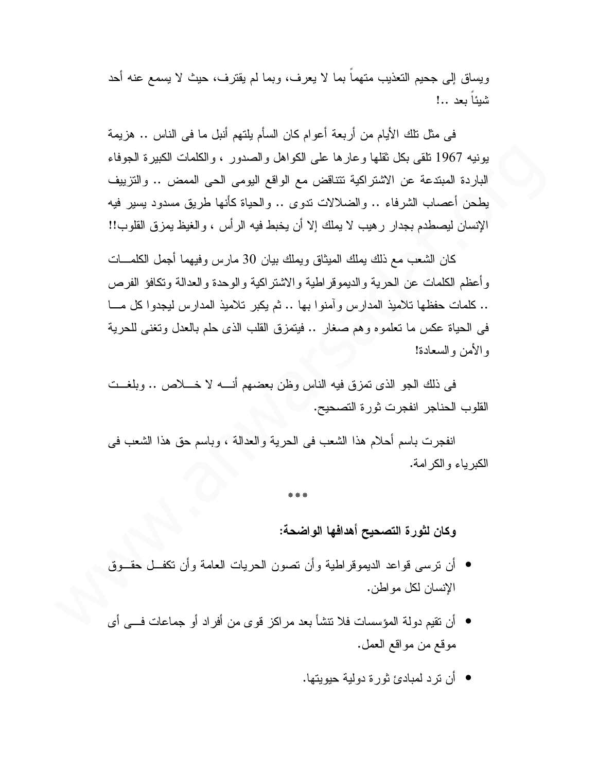ويساق إلى جحيم التعذيب متهماً بما لا يعرف، وبما لم يقترف، حيث لا يسمع عنه أحد شيئاً بعد ..!

فى مثل تلك الأيام من أربعة أعوام كان السأم يلتهم أنبل ما فى الناس .. هزيمة يونيه 1967 تلقى بكل ثقلها وعارها على الكواهل والصدور ، والكلمات الكبيرة الجوفاء الباردة المبتدعة عن الاشتراكية تتناقض مع الواقع اليومى الحى الممض .. والتزييف يطحن أعصاب الشرفاء .. والضلالات تدوى .. والحياة كأنها طريق مسدود يسير فيه الإنسان ليصطدم بجدار رهيب لا يملك إلا أن يخبط فيه الرأس ، والغيظ يمزق القلوب!!

كان الشعب مع ذلك يملك الميثاق ويملك بيان 30 مارس وفيهما أجمل الكلمات وأعظم الكلمات عن الحرية والديموقراطية والاشتراكية والوحدة والعدالة وتكافؤ الفرص .. كلمات حفظها تلاميذ المدارس وآمنوا بها .. ثم يكبر تلاميذ المدارس ليجدوا كل ما فى الحياة عكس ما تعلموه وهم صغار .. فيتمزق القلب الذى حلم بالعدل وتغنى للحرية والأمن والسعادة!

فى ذلك الجو الذى تمزق فيه الناس وظن بعضهم أنه لا خلاص .. وبلغت القلوب الحناجر انفجرت ثورة التصحيح.

انفجرت باسم أحلام هذا الشعب فى الحرية والعدالة ، وباسم حق هذا الشعب فى الكبرياء والكرامة.

***

**وكان لثورة التصحيح أهدافها الواضحة:**

- أن ترسى قواعد الديموقراطية وأن تصون الحريات العامة وأن تكفل حقوق الإنسان لكل مواطن.
- أن تقيم دولة المؤسسات فلا تنشأ بعد مراكز قوى من أفراد أو جماعات فى أى موقع من مواقع العمل.
- أن ترد لمبادئ ثورة دولية حيويتها.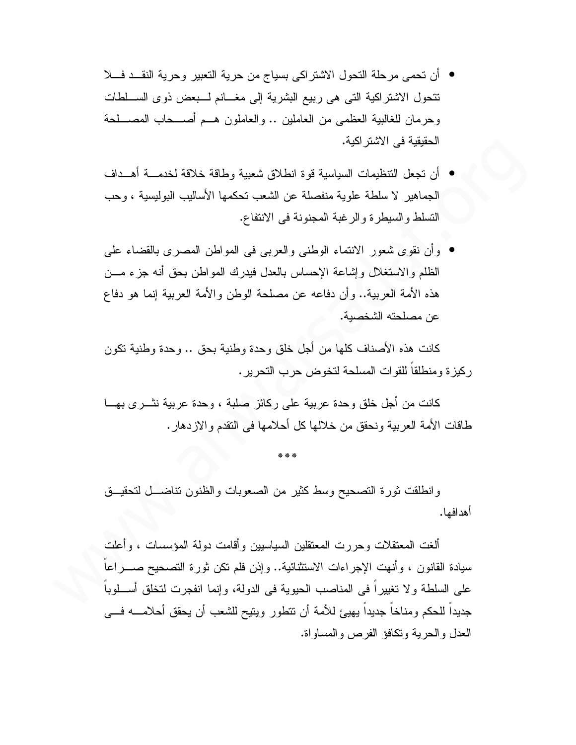- أن تحمى مرحلة التحول الاشتراكى بسياج من حرية التعبير وحرية النقد فلا تتحول الاشتراكية التى هى ربيع البشرية إلى مغانم لبعض ذوى السلطات وحرمان للغالبية العظمى من العاملين .. والعاملون هم أصحاب المصلحة الحقيقية فى الاشتراكية.

- أن تجعل التنظيمات السياسية قوة انطلاق شعبية وطاقة خلاقة لخدمة أهداف الجماهير لا سلطة علوية منفصلة عن الشعب تحكمها الأساليب البوليسية ، وحب التسلط والسيطرة والرغبة المجنونة فى الانتفاع.

- وأن نقوى شعور الانتماء الوطنى والعربى فى المواطن المصرى بالقضاء على الظلم والاستغلال وإشاعة الإحساس بالعدل فيدرك المواطن بحق أنه جزء من هذه الأمة العربية.. وأن دفاعه عن مصلحة الوطن والأمة العربية إنما هو دفاع عن مصلحته الشخصية.

كانت هذه الأصناف كلها من أجل خلق وحدة وطنية بحق .. وحدة وطنية تكون ركيزة ومنطلقاً للقوات المسلحة لتخوض حرب التحرير.

كانت من أجل خلق وحدة عربية على ركائز صلبة ، وحدة عربية نثرى بها طاقات الأمة العربية ونحقق من خلالها كل أحلامها فى التقدم والازدهار.

\*\*\*

وانطلقت ثورة التصحيح وسط كثير من الصعوبات والظنون تناضل لتحقيق أهدافها.

ألغت المعتقلات وحررت المعتقلين السياسيين وأقامت دولة المؤسسات ، وأعلت سيادة القانون ، وأنهت الإجراءات الاستثنائية.. وإذن فلم تكن ثورة التصحيح صراعاً على السلطة ولا تغييراً فى المناصب الحيوية فى الدولة، وإنما انفجرت لتخلق أسلوباً جديداً للحكم ومناخاً جديداً يهيئ للأمة أن تتطور ويتيح للشعب أن يحقق أحلامه فى العدل والحرية وتكافؤ الفرص والمساواة.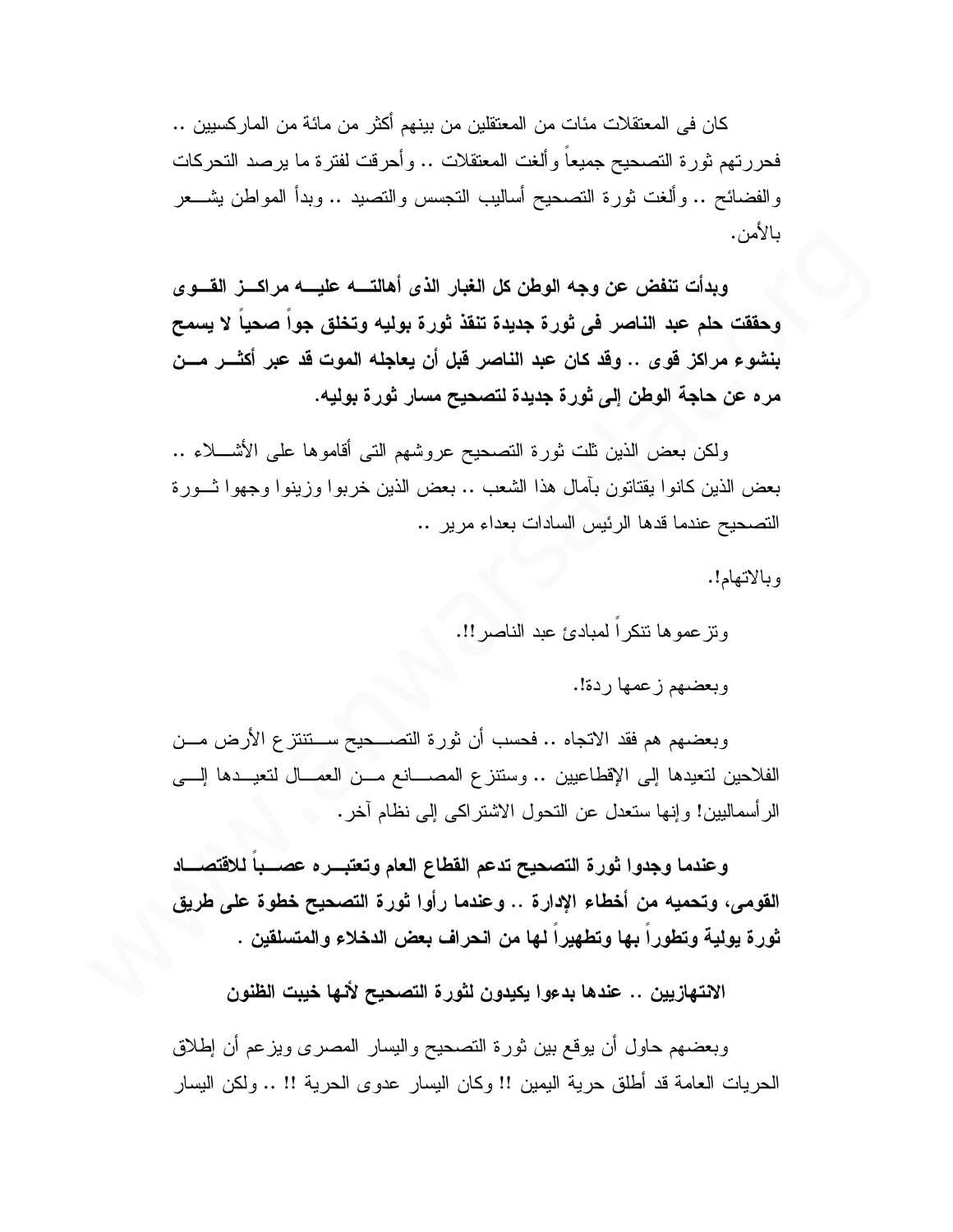كان فى المعتقلات مئات من المعتقلين من بينهم أكثر من مائة من الماركسيين .. فحررتهم ثورة التصحيح جميعاً وألغت المعتقلات .. وأحرقت لفترة ما يرصد التحركات والفضائح .. وألغت ثورة التصحيح أساليب التجسس والتصيد .. وبدأ المواطن يشعر بالأمن.

**وبدأت تنفض عن وجه الوطن كل الغبار الذى أهالته عليه مراكز القوى وحققت حلم عبد الناصر فى ثورة جديدة تنقذ ثورة يوليه وتخلق جواً صحياً لا يسمح بنشوء مراكز قوى .. وقد كان عبد الناصر قبل أن يعاجله الموت قد عبر أكثر من مره عن حاجة الوطن إلى ثورة جديدة لتصحيح مسار ثورة يوليه.**

ولكن بعض الذين ثلت ثورة التصحيح عروشهم التى أقاموها على الأشلاء .. بعض الذين كانوا يقتاتون بآمال هذا الشعب .. بعض الذين خربوا وزينوا وجهوا ثورة التصحيح عندما قدها الرئيس السادات بعداء مرير ..

وبالاتهام!.

وتزعموها تنكراً لمبادئ عبد الناصر!!.

وبعضهم زعمها ردة!.

وبعضهم هم فقد الاتجاه .. فحسب أن ثورة التصحيح ستنتزع الأرض من الفلاحين لتعيدها إلى الإقطاعيين .. وستنتزع المصانع من العمال لتعيدها إلى الرأسماليين! وإنها ستعدل عن التحول الاشتراكى إلى نظام آخر.

**وعندما وجدوا ثورة التصحيح تدعم القطاع العام وتعتبره عصباً للاقتصاد القومى، وتحميه من أخطاء الإدارة .. وعندما رأوا ثورة التصحيح خطوة على طريق ثورة يولية وتطوراً بها وتطهيراً لها من انحراف بعض الدخلاء والمتسلقين .**

**الانتهازيين .. عندها بدءوا يكيدون لثورة التصحيح لأنها خيبت الظنون**

وبعضهم حاول أن يوقع بين ثورة التصحيح واليسار المصرى ويزعم أن إطلاق الحريات العامة قد أطلق حرية اليمين !! وكان اليسار عدوى الحرية !! .. ولكن اليسار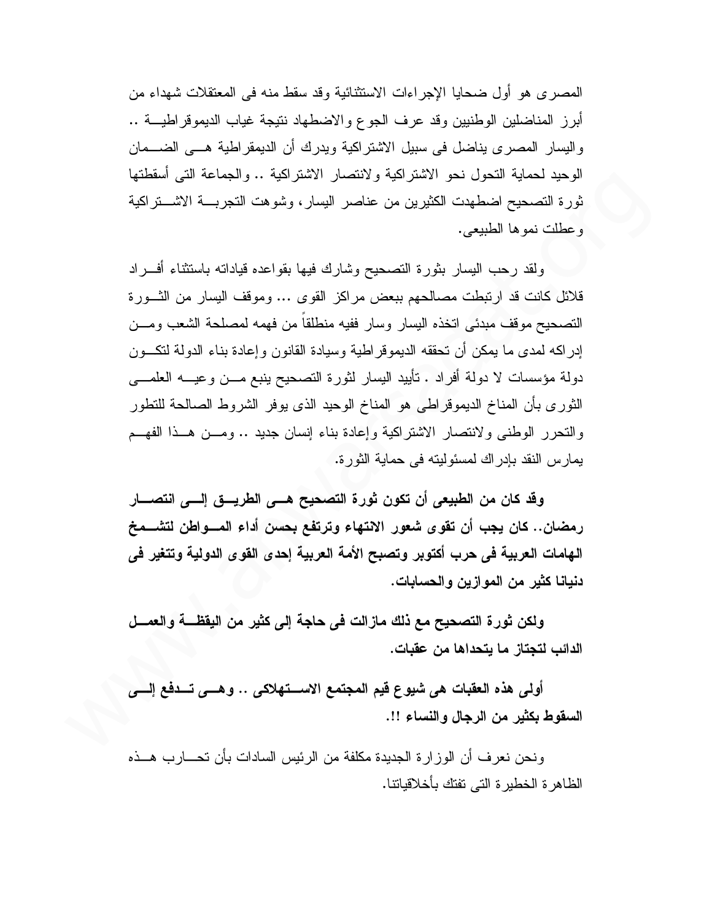المصرى هو أول ضحايا الإجراءات الاستثنائية وقد سقط منه فى المعتقلات شهداء من أبرز المناضلين الوطنيين وقد عرف الجوع والاضطهاد نتيجة غياب الديموقراطية .. واليسار المصرى يناضل فى سبيل الاشتراكية ويدرك أن الديمقراطية هى الضمان الوحيد لحماية التحول نحو الاشتراكية ولانتصار الاشتراكية .. والجماعة التى أسقطتها ثورة التصحيح اضطهدت الكثيرين من عناصر اليسار، وشوهت التجربة الاشتراكية وعطلت نموها الطبيعى.

ولقد رحب اليسار بثورة التصحيح وشارك فيها بقواعده قياداته باستثناء أفراد قلائل كانت قد ارتبطت مصالحهم ببعض مراكز القوى ... وموقف اليسار من الثورة التصحيح موقف مبدئى اتخذه اليسار وسار ففيه منطلقاً من فهمه لمصلحة الشعب ومن إدراكه لمدى ما يمكن أن تحققه الديموقراطية وسيادة القانون وإعادة بناء الدولة لتكون دولة مؤسسات لا دولة أفراد . تأييد اليسار لثورة التصحيح ينبع من وعيه العلمى الثورى بأن المناخ الديموقراطى هو المناخ الوحيد الذى يوفر الشروط الصالحة للتطور والتحرر الوطنى ولانتصار الاشتراكية وإعادة بناء إنسان جديد .. ومن هذا الفهم يمارس النقد بإدراك لمسئوليته فى حماية الثورة.

**وقد كان من الطبيعى أن تكون ثورة التصحيح هى الطريق إلى انتصار رمضان.. كان يجب أن تقوى شعور الانتهاء وترتفع بحسن أداء المواطن لتشمخ الهامات العربية فى حرب أكتوبر وتصبح الأمة العربية إحدى القوى الدولية وتتغير فى دنيانا كثير من الموازين والحسابات.**

**ولكن ثورة التصحيح مع ذلك مازالت فى حاجة إلى كثير من اليقظة والعمل الدائب لتجتاز ما يتحداها من عقبات.**

**أولى هذه العقبات هى شيوع قيم المجتمع الاستهلاكى .. وهى تدفع إلى السقوط بكثير من الرجال والنساء !!.**

ونحن نعرف أن الوزارة الجديدة مكلفة من الرئيس السادات بأن تحارب هذه الظاهرة الخطيرة التى تفتك بأخلاقياتنا.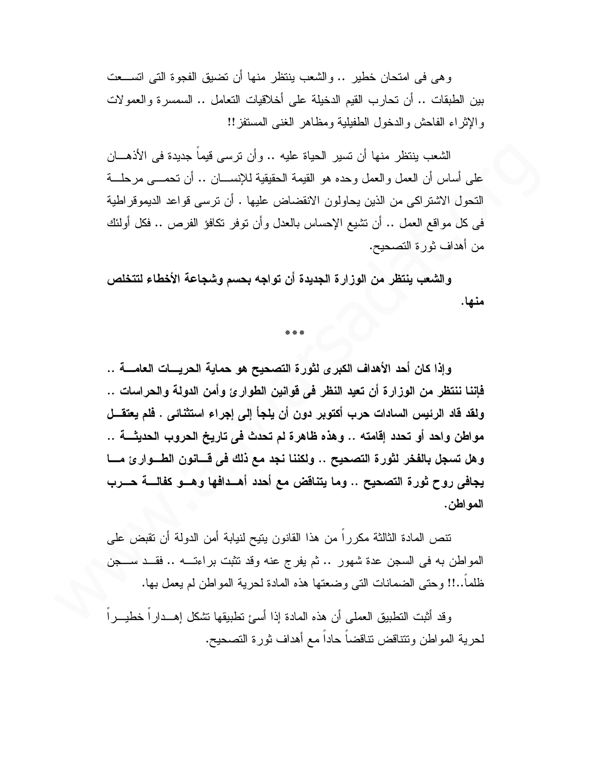وهى فى امتحان خطير .. والشعب ينتظر منها أن تضيق الفجوة التى اتسعت بين الطبقات .. أن تحارب القيم الدخيلة على أخلاقيات التعامل .. السمسرة والعمولات والإثراء الفاحش والدخول الطفيلية ومظاهر الغنى المستفز!!

الشعب ينتظر منها أن تسير الحياة عليه .. وأن ترسى قيماً جديدة فى الأذهان على أساس أن العمل والعمل وحده هو القيمة الحقيقية للإنسان .. أن تحمى مرحلة التحول الاشتراكى من الذين يحاولون الانقضاض عليها . أن ترسى قواعد الديموقراطية فى كل مواقع العمل .. أن تشيع الإحساس بالعدل وأن توفر تكافؤ الفرص .. فكل أولئك من أهداف ثورة التصحيح.

**والشعب ينتظر من الوزارة الجديدة أن تواجه بحسم وشجاعة الأخطاء لتتخلص منها.**

\*\*\*

**وإذا كان أحد الأهداف الكبرى لثورة التصحيح هو حماية الحريات العامة .. فإننا ننتظر من الوزارة أن تعيد النظر فى قوانين الطوارئ وأمن الدولة والحراسات .. ولقد قاد الرئيس السادات حرب أكتوبر دون أن يلجأ إلى إجراء استثنائى . فلم يعتقل مواطن واحد أو تحدد إقامته .. وهذه ظاهرة لم تحدث فى تاريخ الحروب الحديثة .. وهل تسجل بالفخر لثورة التصحيح .. ولكننا نجد مع ذلك فى قانون الطوارئ ما يجافى روح ثورة التصحيح .. وما يتناقض مع أحدد أهدافها وهو كفالة حرب المواطن.**

تنص المادة الثالثة مكرراً من هذا القانون يتيح لنيابة أمن الدولة أن تقبض على المواطن به فى السجن عدة شهور .. ثم يفرج عنه وقد تثبت براءته .. فقد سجن ظلماً..!! وحتى الضمانات التى وضعتها هذه المادة لحرية المواطن لم يعمل بها.

وقد أثبت التطبيق العملى أن هذه المادة إذا أسئ تطبيقها تشكل إهداراً خطيراً لحرية المواطن وتتناقض تناقضاً حاداً مع أهداف ثورة التصحيح.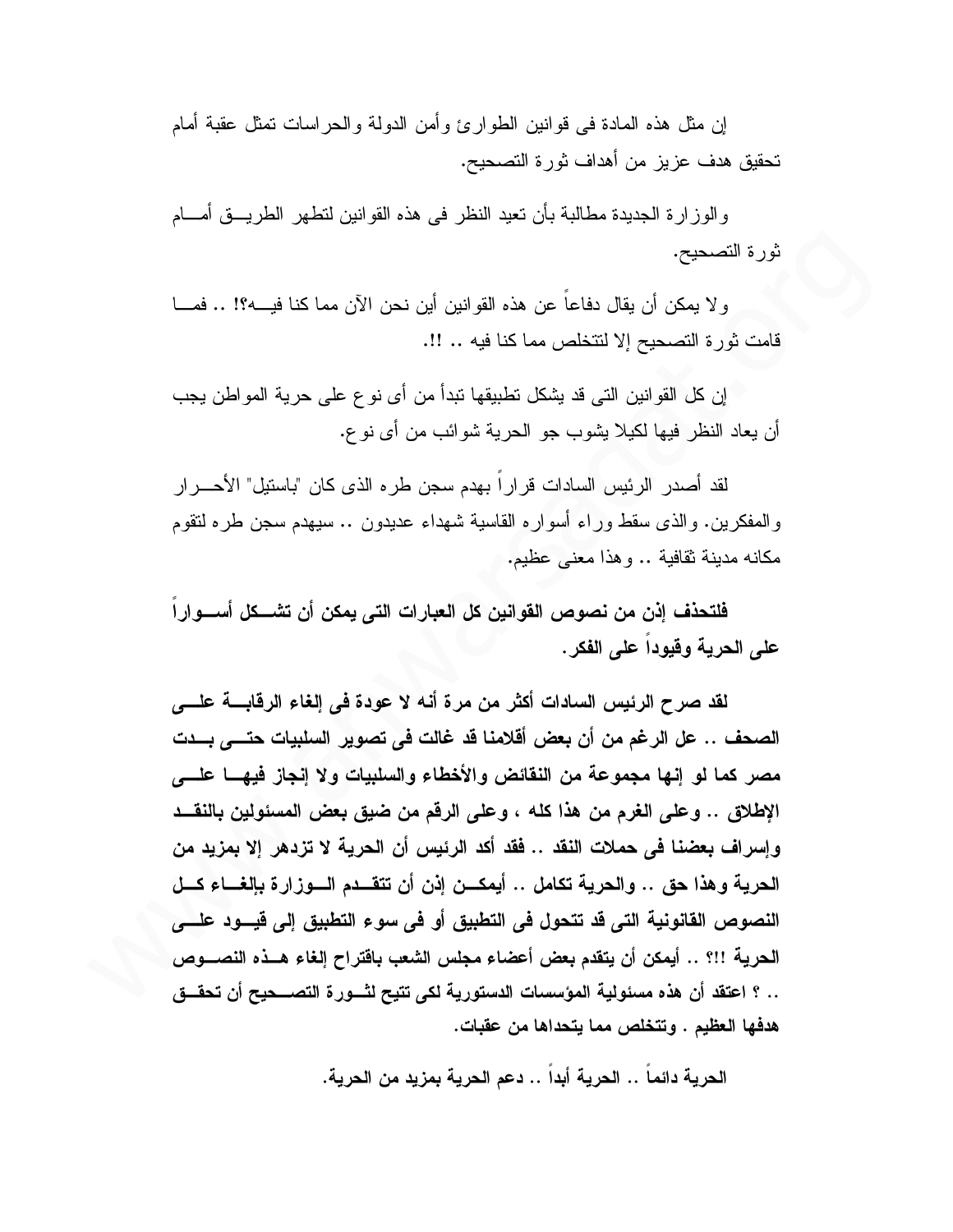إن مثل هذه المادة فى قوانين الطوارئ وأمن الدولة والحراسات تمثل عقبة أمام تحقيق هدف عزيز من أهداف ثورة التصحيح.

والوزارة الجديدة مطالبة بأن تعيد النظر فى هذه القوانين لتطهر الطريق أمام ثورة التصحيح.

ولا يمكن أن يقال دفاعاً عن هذه القوانين أين نحن الآن مما كنا فيه؟! .. فما قامت ثورة التصحيح إلا لتتخلص مما كنا فيه .. !!.

إن كل القوانين التى قد يشكل تطبيقها تبدأ من أى نوع على حرية المواطن يجب أن يعاد النظر فيها لكيلا يشوب جو الحرية شوائب من أى نوع.

لقد أصدر الرئيس السادات قراراً بهدم سجن طره الذى كان "باستيل" الأحرار والمفكرين. والذى سقط وراء أسواره القاسية شهداء عديدون .. سيهدم سجن طره لتقوم مكانه مدينة ثقافية .. وهذا معنى عظيم.

**فلتحذف إذن من نصوص القوانين كل العبارات التى يمكن أن تشكل أسواراً على الحرية وقيوداً على الفكر.**

**لقد صرح الرئيس السادات أكثر من مرة أنه لا عودة فى إلغاء الرقابة على الصحف .. عل الرغم من أن بعض أفلامنا قد غالت فى تصوير السلبيات حتى بدت مصر كما لو إنها مجموعة من النقائض والأخطاء والسلبيات ولا إنجاز فيها على الإطلاق .. وعلى الغرم من هذا كله ، وعلى الرقم من ضيق بعض المسئولين بالنقد وإسراف بعضنا فى حملات النقد .. فقد أكد الرئيس أن الحرية لا تزدهر إلا بمزيد من الحرية وهذا حق .. والحرية تكامل .. أيمكن إذن أن تتقدم الوزارة بإلغاء كل النصوص القانونية التى قد تتحول فى التطبيق أو فى سوء التطبيق إلى قيود على الحرية !!؟ .. أيمكن أن يتقدم بعض أعضاء مجلس الشعب باقتراح إلغاء هذه النصوص .. ؟ اعتقد أن هذه مسئولية المؤسسات الدستورية لكى تتيح لثورة التصحيح أن تحقق هدفها العظيم . وتتخلص مما يتحداها من عقبات.**

**الحرية دائماً .. الحرية أبداً .. دعم الحرية بمزيد من الحرية.**